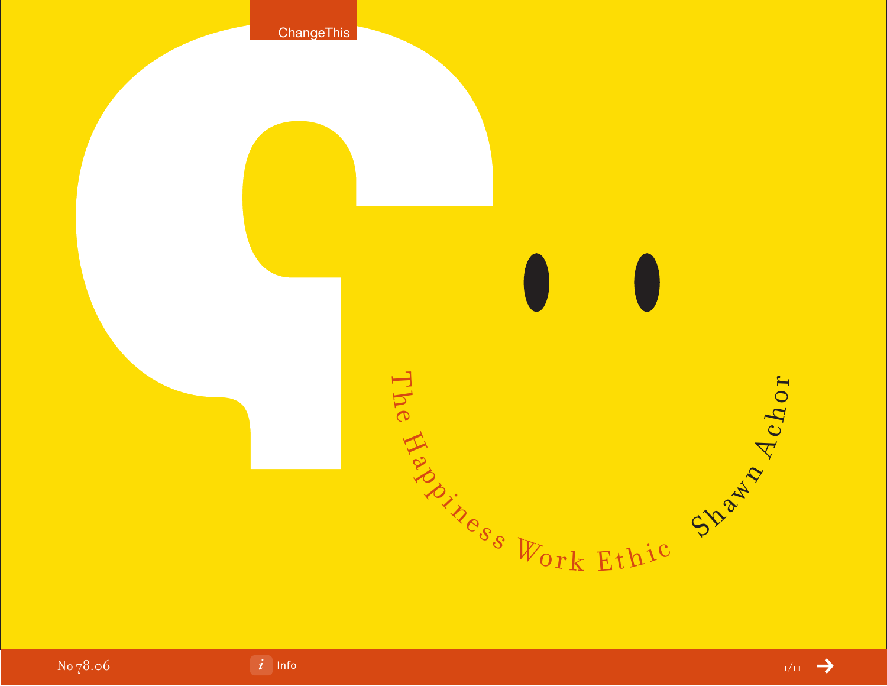ChangeThis

# The Happiness Work Ethic

Shawn Achor

No 78.06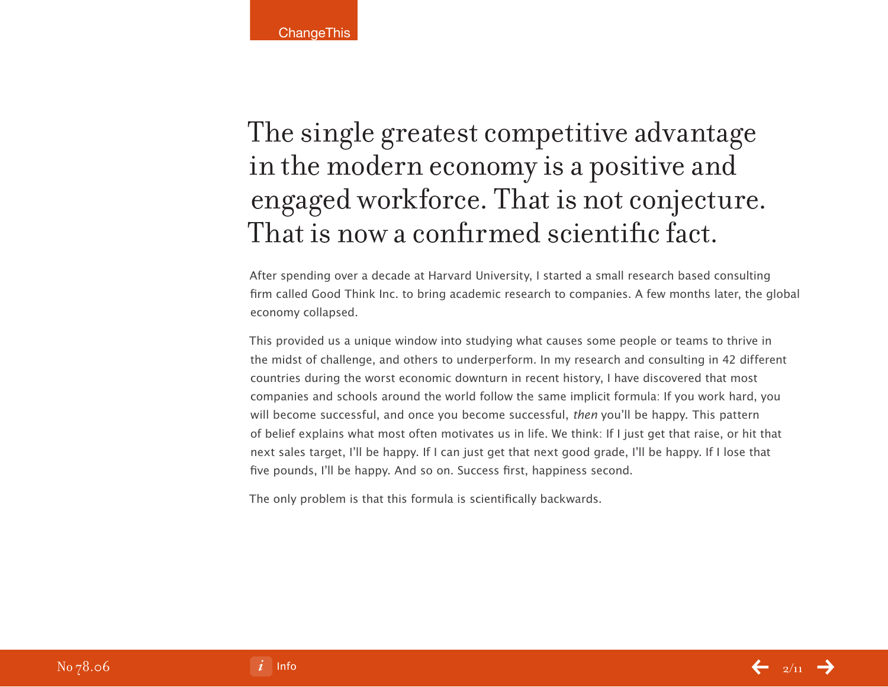# The single greatest competitive advantage in the modern economy is a positive and engaged workforce. That is not conjecture. That is now a confirmed scientific fact.

After spending over a decade at Harvard University, I started a small research based consulting firm called Good Think Inc. to bring academic research to companies. A few months later, the global economy collapsed.

This provided us a unique window into studying what causes some people or teams to thrive in the midst of challenge, and others to underperform. In my research and consulting in 42 different countries during the worst economic downturn in recent history, I have discovered that most companies and schools around the world follow the same implicit formula: If you work hard, you will become successful, and once you become successful, *then* you'll be happy. This pattern of belief explains what most often motivates us in life. We think: If I just get that raise, or hit that next sales target, I'll be happy. If I can just get that next good grade, I'll be happy. If I lose that five pounds, I'll be happy. And so on. Success first, happiness second.

The only problem is that this formula is scientifically backwards.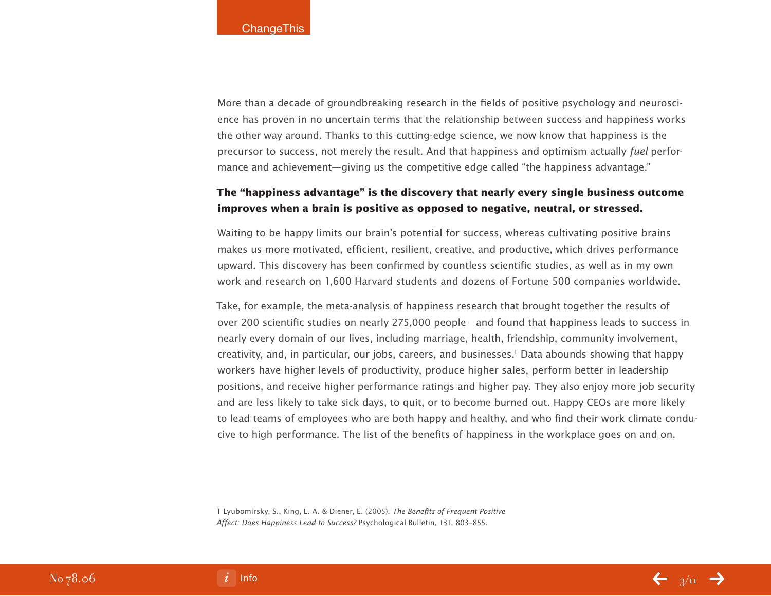More than a decade of groundbreaking research in the fields of positive psychology and neuroscience has proven in no uncertain terms that the relationship between success and happiness works the other way around. Thanks to this cutting-edge science, we now know that happiness is the precursor to success, not merely the result. And that happiness and optimism actually *fuel* performance and achievement—giving us the competitive edge called "the happiness advantage."

**The "happiness advantage" is the discovery that nearly every single business outcome improves when a brain is positive as opposed to negative, neutral, or stressed.**

Waiting to be happy limits our brain's potential for success, whereas cultivating positive brains makes us more motivated, efficient, resilient, creative, and productive, which drives performance upward. This discovery has been confirmed by countless scientific studies, as well as in my own work and research on 1,600 Harvard students and dozens of Fortune 500 companies worldwide.

Take, for example, the meta-analysis of happiness research that brought together the results of over 200 scientific studies on nearly 275,000 people—and found that happiness leads to success in nearly every domain of our lives, including marriage, health, friendship, community involvement, creativity, and, in particular, our jobs, careers, and businesses.[1] Data abounds showing that happy workers have higher levels of productivity, produce higher sales, perform better in leadership positions, and receive higher performance ratings and higher pay. They also enjoy more job security and are less likely to take sick days, to quit, or to become burned out. Happy CEOs are more likely to lead teams of employees who are both happy and healthy, and who find their work climate conducive to high performance. The list of the benefits of happiness in the workplace goes on and on.

1 Lyubomirsky, S., King, L. A. & Diener, E. (2005). *The Benefits of Frequent Positive Affect: Does Happiness Lead to Success?* Psychological Bulletin, 131, 803–855.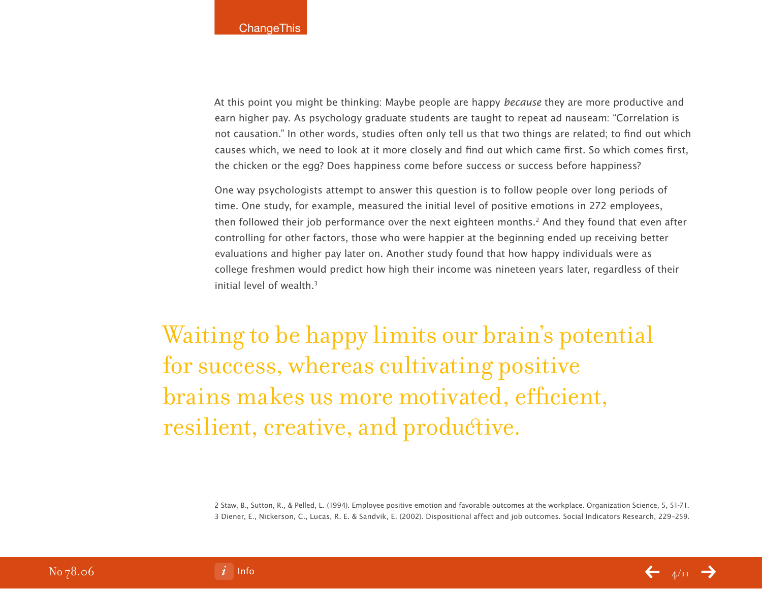At this point you might be thinking: Maybe people are happy *because* they are more productive and earn higher pay. As psychology graduate students are taught to repeat ad nauseam: "Correlation is not causation." In other words, studies often only tell us that two things are related; to find out which causes which, we need to look at it more closely and find out which came first. So which comes first, the chicken or the egg? Does happiness come before success or success before happiness?

One way psychologists attempt to answer this question is to follow people over long periods of time. One study, for example, measured the initial level of positive emotions in 272 employees, then followed their job performance over the next eighteen months.[2] And they found that even after controlling for other factors, those who were happier at the beginning ended up receiving better evaluations and higher pay later on. Another study found that how happy individuals were as college freshmen would predict how high their income was nineteen years later, regardless of their initial level of wealth.[3]

> Waiting to be happy limits our brain's potential for success, whereas cultivating positive brains makes us more motivated, efficient, resilient, creative, and productive.

2 Staw, B., Sutton, R., & Pelled, L. (1994). Employee positive emotion and favorable outcomes at the workplace. Organization Science, 5, 51-71.
3 Diener, E., Nickerson, C., Lucas, R. E. & Sandvik, E. (2002). Dispositional affect and job outcomes. Social Indicators Research, 229–259.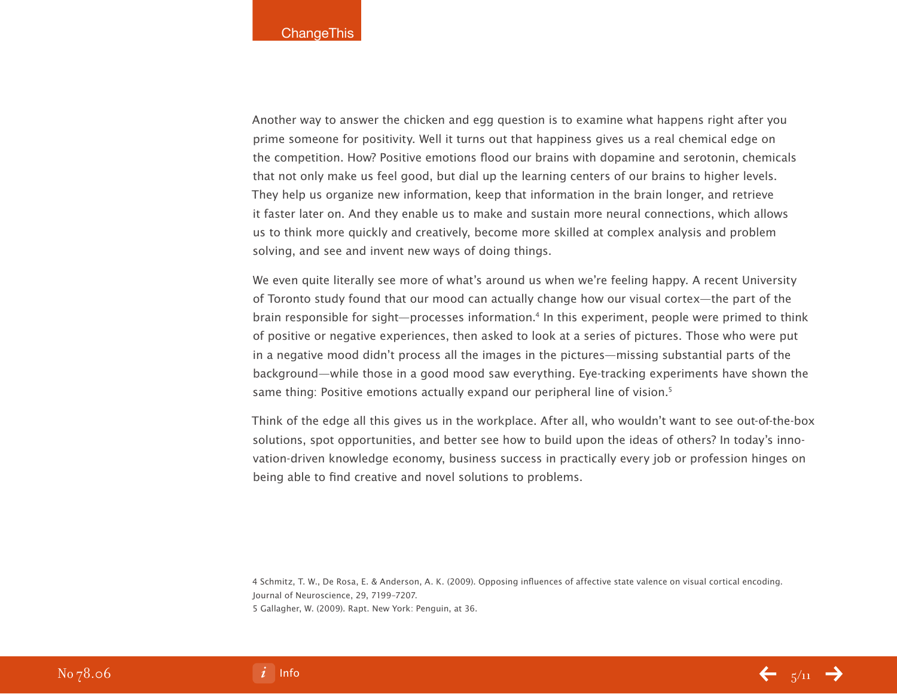Another way to answer the chicken and egg question is to examine what happens right after you prime someone for positivity. Well it turns out that happiness gives us a real chemical edge on the competition. How? Positive emotions flood our brains with dopamine and serotonin, chemicals that not only make us feel good, but dial up the learning centers of our brains to higher levels. They help us organize new information, keep that information in the brain longer, and retrieve it faster later on. And they enable us to make and sustain more neural connections, which allows us to think more quickly and creatively, become more skilled at complex analysis and problem solving, and see and invent new ways of doing things.

We even quite literally see more of what's around us when we're feeling happy. A recent University of Toronto study found that our mood can actually change how our visual cortex—the part of the brain responsible for sight—processes information.[4] In this experiment, people were primed to think of positive or negative experiences, then asked to look at a series of pictures. Those who were put in a negative mood didn't process all the images in the pictures—missing substantial parts of the background—while those in a good mood saw everything. Eye-tracking experiments have shown the same thing: Positive emotions actually expand our peripheral line of vision.[5]

Think of the edge all this gives us in the workplace. After all, who wouldn't want to see out-of-the-box solutions, spot opportunities, and better see how to build upon the ideas of others? In today's innovation-driven knowledge economy, business success in practically every job or profession hinges on being able to find creative and novel solutions to problems.

4 Schmitz, T. W., De Rosa, E. & Anderson, A. K. (2009). Opposing influences of affective state valence on visual cortical encoding. Journal of Neuroscience, 29, 7199–7207.

5 Gallagher, W. (2009). Rapt. New York: Penguin, at 36.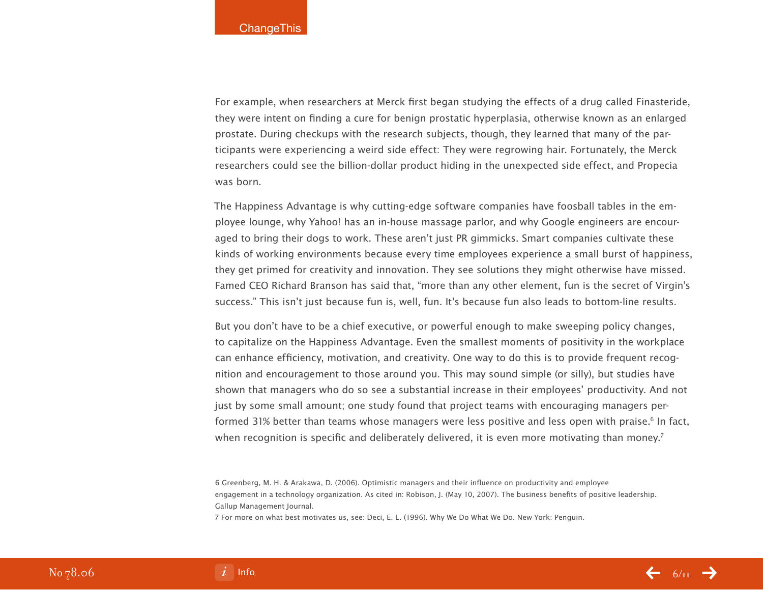For example, when researchers at Merck first began studying the effects of a drug called Finasteride, they were intent on finding a cure for benign prostatic hyperplasia, otherwise known as an enlarged prostate. During checkups with the research subjects, though, they learned that many of the participants were experiencing a weird side effect: They were regrowing hair. Fortunately, the Merck researchers could see the billion-dollar product hiding in the unexpected side effect, and Propecia was born.

The Happiness Advantage is why cutting-edge software companies have foosball tables in the employee lounge, why Yahoo! has an in-house massage parlor, and why Google engineers are encouraged to bring their dogs to work. These aren't just PR gimmicks. Smart companies cultivate these kinds of working environments because every time employees experience a small burst of happiness, they get primed for creativity and innovation. They see solutions they might otherwise have missed. Famed CEO Richard Branson has said that, "more than any other element, fun is the secret of Virgin's success." This isn't just because fun is, well, fun. It's because fun also leads to bottom-line results.

But you don't have to be a chief executive, or powerful enough to make sweeping policy changes, to capitalize on the Happiness Advantage. Even the smallest moments of positivity in the workplace can enhance efficiency, motivation, and creativity. One way to do this is to provide frequent recognition and encouragement to those around you. This may sound simple (or silly), but studies have shown that managers who do so see a substantial increase in their employees' productivity. And not just by some small amount; one study found that project teams with encouraging managers performed 31% better than teams whose managers were less positive and less open with praise.[6] In fact, when recognition is specific and deliberately delivered, it is even more motivating than money.[7]

6 Greenberg, M. H. & Arakawa, D. (2006). Optimistic managers and their influence on productivity and employee engagement in a technology organization. As cited in: Robison, J. (May 10, 2007). The business benefits of positive leadership. Gallup Management Journal.

7 For more on what best motivates us, see: Deci, E. L. (1996). Why We Do What We Do. New York: Penguin.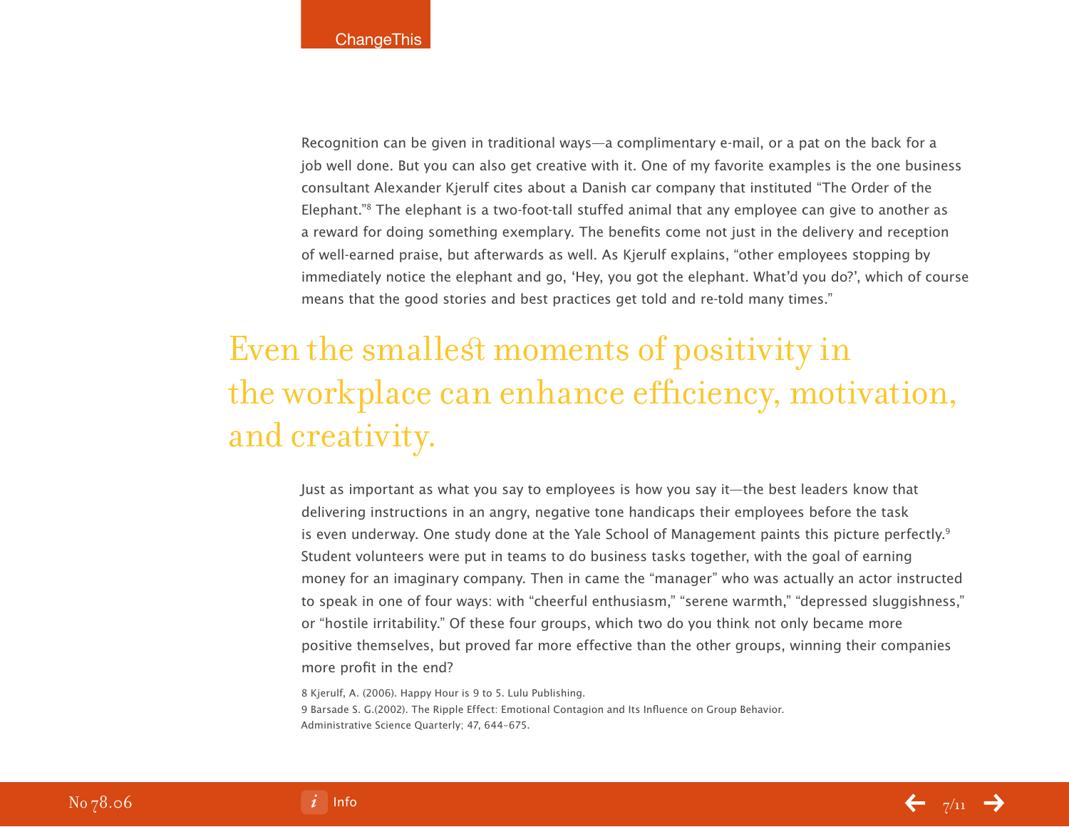Recognition can be given in traditional ways—a complimentary e-mail, or a pat on the back for a job well done. But you can also get creative with it. One of my favorite examples is the one business consultant Alexander Kjerulf cites about a Danish car company that instituted "The Order of the Elephant."[8] The elephant is a two-foot-tall stuffed animal that any employee can give to another as a reward for doing something exemplary. The benefits come not just in the delivery and reception of well-earned praise, but afterwards as well. As Kjerulf explains, "other employees stopping by immediately notice the elephant and go, 'Hey, you got the elephant. What'd you do?', which of course means that the good stories and best practices get told and re-told many times."

> Even the smallest moments of positivity in the workplace can enhance efficiency, motivation, and creativity.

Just as important as what you say to employees is how you say it—the best leaders know that delivering instructions in an angry, negative tone handicaps their employees before the task is even underway. One study done at the Yale School of Management paints this picture perfectly.[9] Student volunteers were put in teams to do business tasks together, with the goal of earning money for an imaginary company. Then in came the "manager" who was actually an actor instructed to speak in one of four ways: with "cheerful enthusiasm," "serene warmth," "depressed sluggishness," or "hostile irritability." Of these four groups, which two do you think not only became more positive themselves, but proved far more effective than the other groups, winning their companies more profit in the end?

8 Kjerulf, A. (2006). Happy Hour is 9 to 5. Lulu Publishing.

9 Barsade S. G.(2002). The Ripple Effect: Emotional Contagion and Its Influence on Group Behavior. Administrative Science Quarterly; 47, 644–675.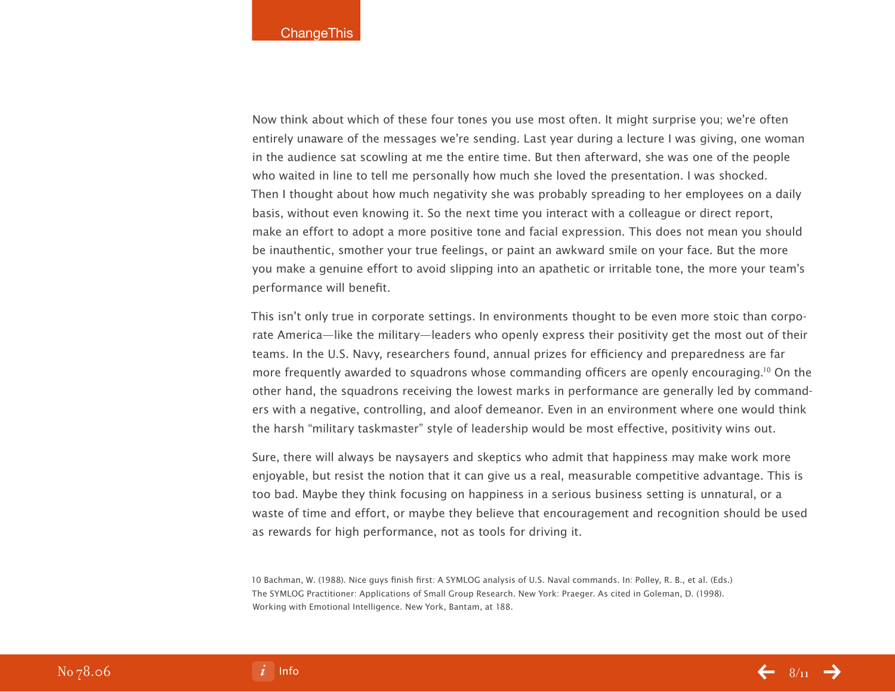Now think about which of these four tones you use most often. It might surprise you; we're often entirely unaware of the messages we're sending. Last year during a lecture I was giving, one woman in the audience sat scowling at me the entire time. But then afterward, she was one of the people who waited in line to tell me personally how much she loved the presentation. I was shocked. Then I thought about how much negativity she was probably spreading to her employees on a daily basis, without even knowing it. So the next time you interact with a colleague or direct report, make an effort to adopt a more positive tone and facial expression. This does not mean you should be inauthentic, smother your true feelings, or paint an awkward smile on your face. But the more you make a genuine effort to avoid slipping into an apathetic or irritable tone, the more your team's performance will benefit.

This isn't only true in corporate settings. In environments thought to be even more stoic than corporate America—like the military—leaders who openly express their positivity get the most out of their teams. In the U.S. Navy, researchers found, annual prizes for efficiency and preparedness are far more frequently awarded to squadrons whose commanding officers are openly encouraging.[10] On the other hand, the squadrons receiving the lowest marks in performance are generally led by commanders with a negative, controlling, and aloof demeanor. Even in an environment where one would think the harsh "military taskmaster" style of leadership would be most effective, positivity wins out.

Sure, there will always be naysayers and skeptics who admit that happiness may make work more enjoyable, but resist the notion that it can give us a real, measurable competitive advantage. This is too bad. Maybe they think focusing on happiness in a serious business setting is unnatural, or a waste of time and effort, or maybe they believe that encouragement and recognition should be used as rewards for high performance, not as tools for driving it.

10 Bachman, W. (1988). Nice guys finish first: A SYMLOG analysis of U.S. Naval commands. In: Polley, R. B., et al. (Eds.) The SYMLOG Practitioner: Applications of Small Group Research. New York: Praeger. As cited in Goleman, D. (1998). Working with Emotional Intelligence. New York, Bantam, at 188.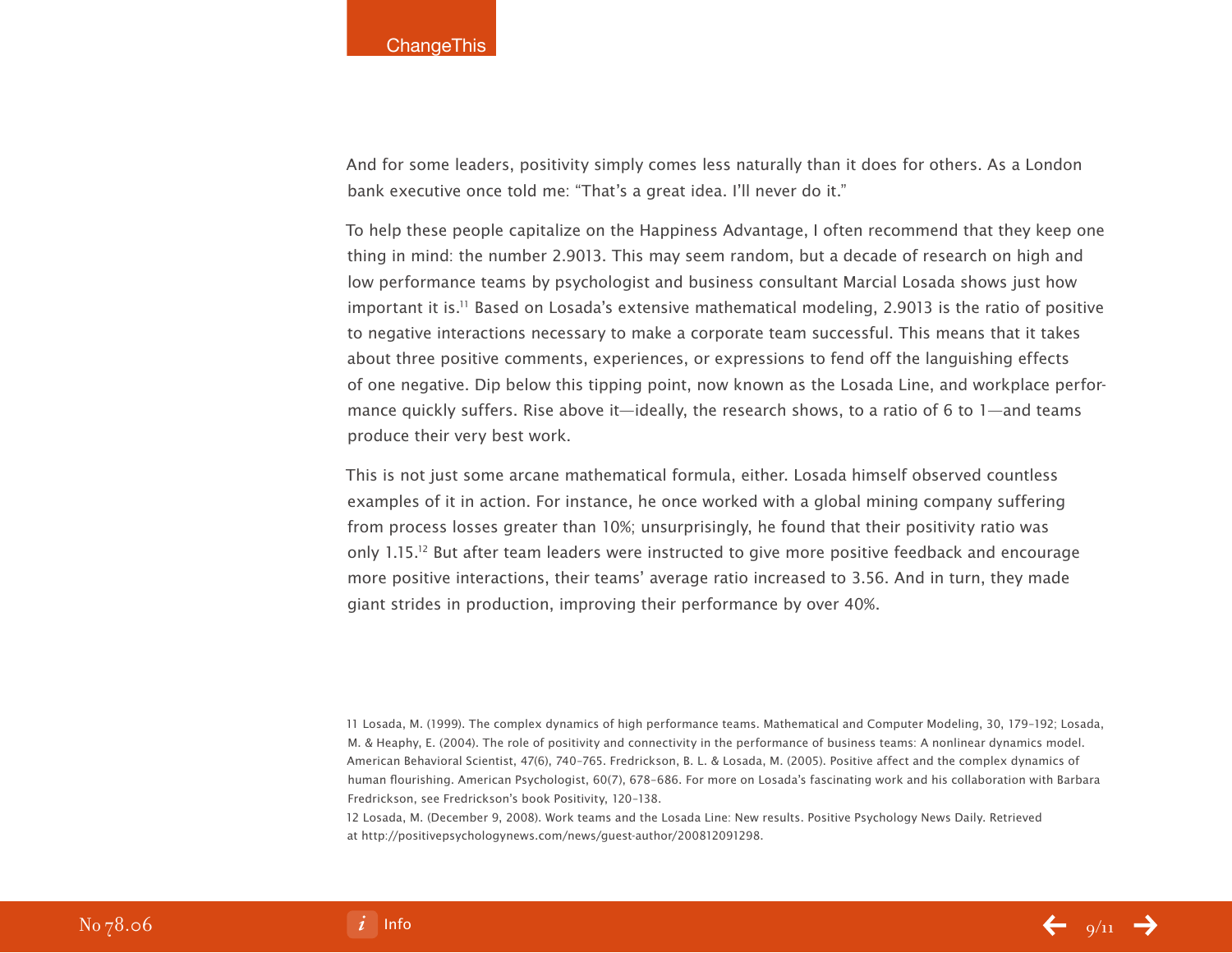And for some leaders, positivity simply comes less naturally than it does for others. As a London bank executive once told me: "That's a great idea. I'll never do it."

To help these people capitalize on the Happiness Advantage, I often recommend that they keep one thing in mind: the number 2.9013. This may seem random, but a decade of research on high and low performance teams by psychologist and business consultant Marcial Losada shows just how important it is.[11] Based on Losada's extensive mathematical modeling, 2.9013 is the ratio of positive to negative interactions necessary to make a corporate team successful. This means that it takes about three positive comments, experiences, or expressions to fend off the languishing effects of one negative. Dip below this tipping point, now known as the Losada Line, and workplace performance quickly suffers. Rise above it—ideally, the research shows, to a ratio of 6 to 1—and teams produce their very best work.

This is not just some arcane mathematical formula, either. Losada himself observed countless examples of it in action. For instance, he once worked with a global mining company suffering from process losses greater than 10%; unsurprisingly, he found that their positivity ratio was only 1.15.[12] But after team leaders were instructed to give more positive feedback and encourage more positive interactions, their teams' average ratio increased to 3.56. And in turn, they made giant strides in production, improving their performance by over 40%.

11 Losada, M. (1999). The complex dynamics of high performance teams. Mathematical and Computer Modeling, 30, 179–192; Losada, M. & Heaphy, E. (2004). The role of positivity and connectivity in the performance of business teams: A nonlinear dynamics model. American Behavioral Scientist, 47(6), 740–765. Fredrickson, B. L. & Losada, M. (2005). Positive affect and the complex dynamics of human flourishing. American Psychologist, 60(7), 678–686. For more on Losada's fascinating work and his collaboration with Barbara Fredrickson, see Fredrickson's book Positivity, 120–138.

12 Losada, M. (December 9, 2008). Work teams and the Losada Line: New results. Positive Psychology News Daily. Retrieved at http://positivepsychologynews.com/news/guest-author/200812091298.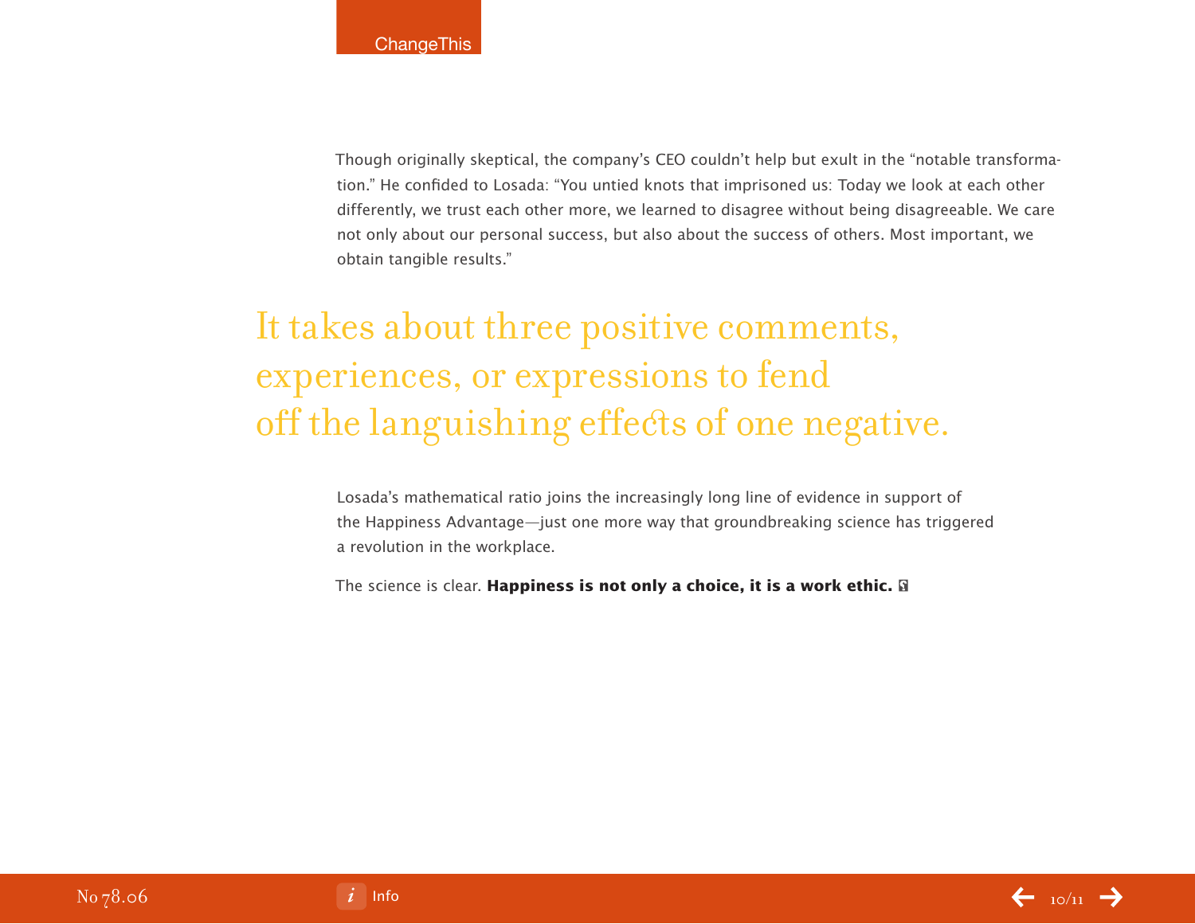Though originally skeptical, the company's CEO couldn't help but exult in the "notable transformation." He confided to Losada: "You untied knots that imprisoned us: Today we look at each other differently, we trust each other more, we learned to disagree without being disagreeable. We care not only about our personal success, but also about the success of others. Most important, we obtain tangible results."

> It takes about three positive comments, experiences, or expressions to fend off the languishing effects of one negative.

Losada's mathematical ratio joins the increasingly long line of evidence in support of the Happiness Advantage—just one more way that groundbreaking science has triggered a revolution in the workplace.

The science is clear. **Happiness is not only a choice, it is a work ethic.**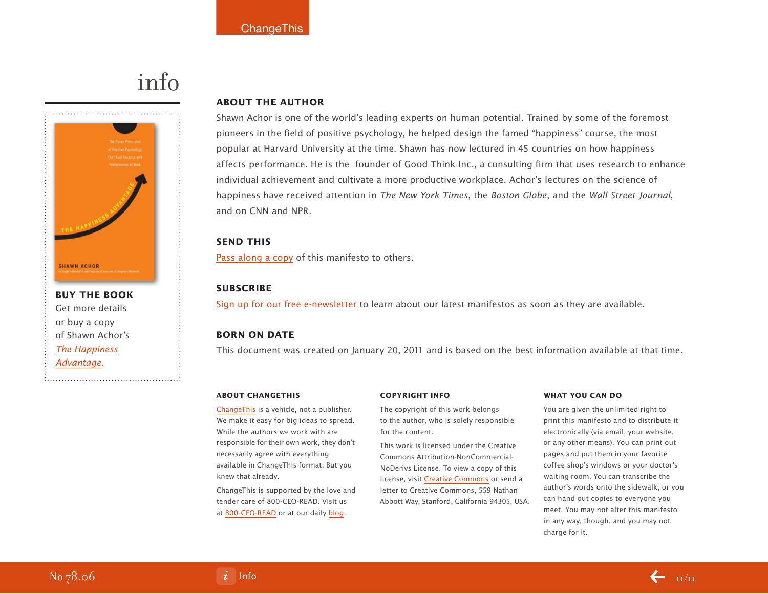# info

**BUY THE BOOK**
Get more details or buy a copy of Shawn Achor's *The Happiness Advantage*.

### ABOUT THE AUTHOR

Shawn Achor is one of the world's leading experts on human potential. Trained by some of the foremost pioneers in the field of positive psychology, he helped design the famed "happiness" course, the most popular at Harvard University at the time. Shawn has now lectured in 45 countries on how happiness affects performance. He is the founder of Good Think Inc., a consulting firm that uses research to enhance individual achievement and cultivate a more productive workplace. Achor's lectures on the science of happiness have received attention in *The New York Times*, the *Boston Globe*, and the *Wall Street Journal*, and on CNN and NPR.

### SEND THIS

Pass along a copy of this manifesto to others.

### SUBSCRIBE

Sign up for our free e-newsletter to learn about our latest manifestos as soon as they are available.

### BORN ON DATE

This document was created on January 20, 2011 and is based on the best information available at that time.

#### ABOUT CHANGETHIS

ChangeThis is a vehicle, not a publisher. We make it easy for big ideas to spread. While the authors we work with are responsible for their own work, they don't necessarily agree with everything available in ChangeThis format. But you knew that already.

ChangeThis is supported by the love and tender care of 800-CEO-READ. Visit us at 800-CEO-READ or at our daily blog.

#### COPYRIGHT INFO

The copyright of this work belongs to the author, who is solely responsible for the content.

This work is licensed under the Creative Commons Attribution-NonCommercial-NoDerivs License. To view a copy of this license, visit Creative Commons or send a letter to Creative Commons, 559 Nathan Abbott Way, Stanford, California 94305, USA.

#### WHAT YOU CAN DO

You are given the unlimited right to print this manifesto and to distribute it electronically (via email, your website, or any other means). You can print out pages and put them in your favorite coffee shop's windows or your doctor's waiting room. You can transcribe the author's words onto the sidewalk, or you can hand out copies to everyone you meet. You may not alter this manifesto in any way, though, and you may not charge for it.